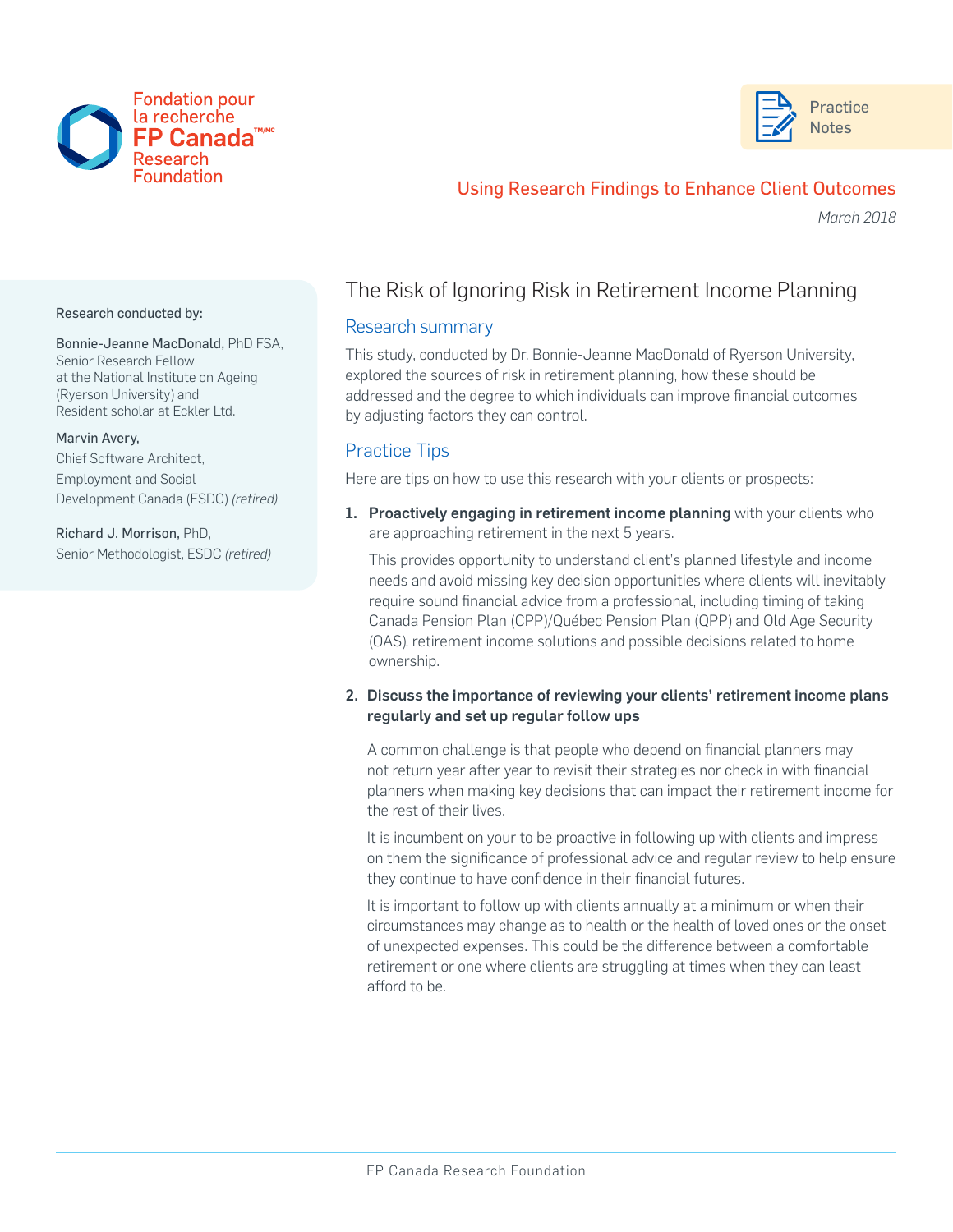Fondation pour la recherche FP Canada™/MC Research Foundation

Practice Notes

Using Research Findings to Enhance Client Outcomes

*March 2018*

Research conducted by:

Bonnie-Jeanne MacDonald, PhD FSA, Senior Research Fellow at the National Institute on Ageing (Ryerson University) and Resident scholar at Eckler Ltd.

Marvin Avery, Chief Software Architect, Employment and Social Development Canada (ESDC) *(retired)*

Richard J. Morrison, PhD, Senior Methodologist, ESDC *(retired)*

# The Risk of Ignoring Risk in Retirement Income Planning

## Research summary

This study, conducted by Dr. Bonnie-Jeanne MacDonald of Ryerson University, explored the sources of risk in retirement planning, how these should be addressed and the degree to which individuals can improve financial outcomes by adjusting factors they can control.

## Practice Tips

Here are tips on how to use this research with your clients or prospects:

1. **Proactively engaging in retirement income planning** with your clients who are approaching retirement in the next 5 years.

   This provides opportunity to understand client's planned lifestyle and income needs and avoid missing key decision opportunities where clients will inevitably require sound financial advice from a professional, including timing of taking Canada Pension Plan (CPP)/Québec Pension Plan (QPP) and Old Age Security (OAS), retirement income solutions and possible decisions related to home ownership.

2. **Discuss the importance of reviewing your clients' retirement income plans regularly and set up regular follow ups**

   A common challenge is that people who depend on financial planners may not return year after year to revisit their strategies nor check in with financial planners when making key decisions that can impact their retirement income for the rest of their lives.

   It is incumbent on your to be proactive in following up with clients and impress on them the significance of professional advice and regular review to help ensure they continue to have confidence in their financial futures.

   It is important to follow up with clients annually at a minimum or when their circumstances may change as to health or the health of loved ones or the onset of unexpected expenses. This could be the difference between a comfortable retirement or one where clients are struggling at times when they can least afford to be.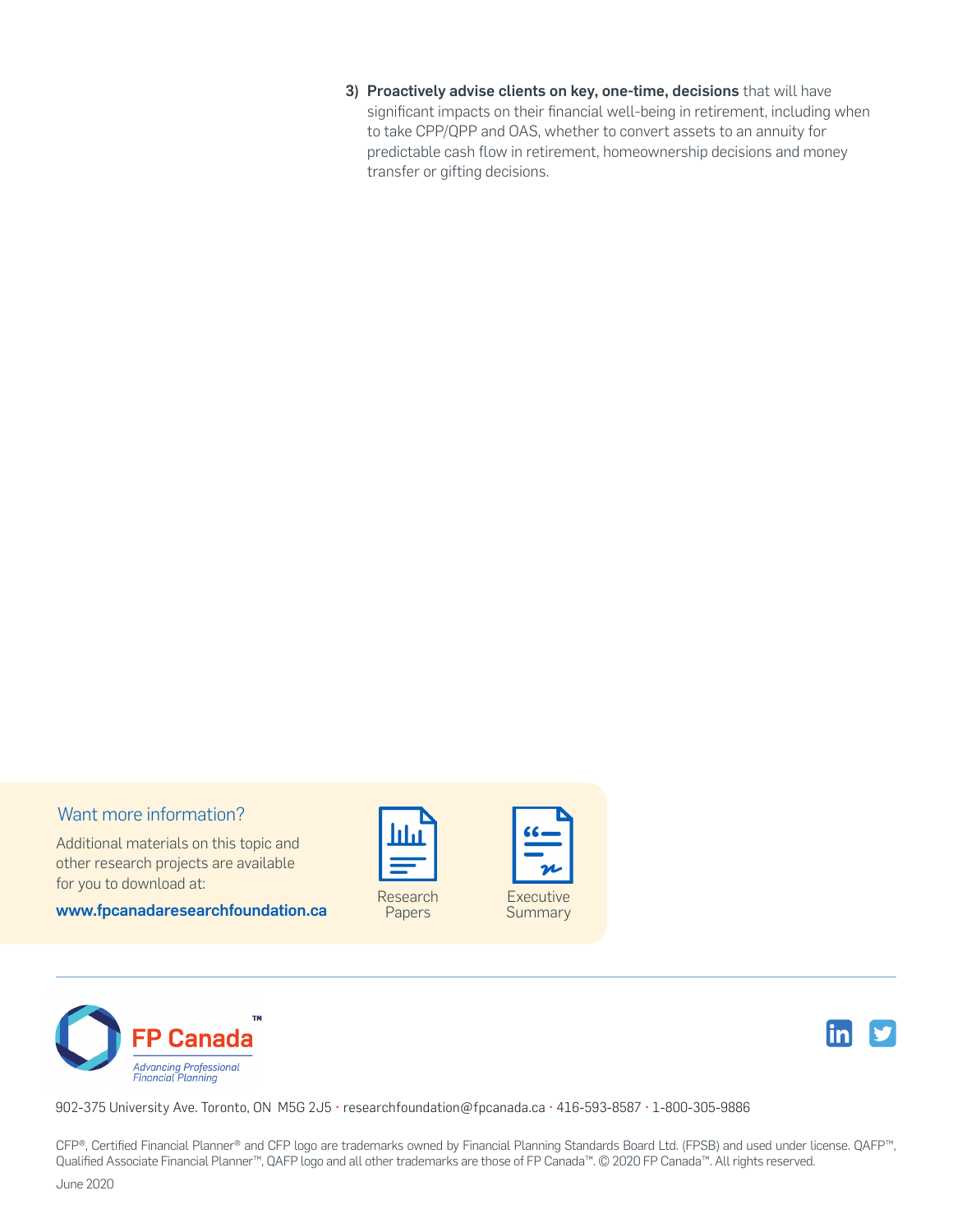3) **Proactively advise clients on key, one-time, decisions** that will have significant impacts on their financial well-being in retirement, including when to take CPP/QPP and OAS, whether to convert assets to an annuity for predictable cash flow in retirement, homeownership decisions and money transfer or gifting decisions.

## Want more information?

Additional materials on this topic and other research projects are available for you to download at:

**www.fpcanadaresearchfoundation.ca**

Research Papers

Executive Summary

FP Canada™

*Advancing Professional Financial Planning*

902-375 University Ave. Toronto, ON M5G 2J5 · researchfoundation@fpcanada.ca · 416-593-8587 · 1-800-305-9886

CFP®, Certified Financial Planner® and CFP logo are trademarks owned by Financial Planning Standards Board Ltd. (FPSB) and used under license. QAFP™, Qualified Associate Financial Planner™, QAFP logo and all other trademarks are those of FP Canada™. © 2020 FP Canada™. All rights reserved.

June 2020